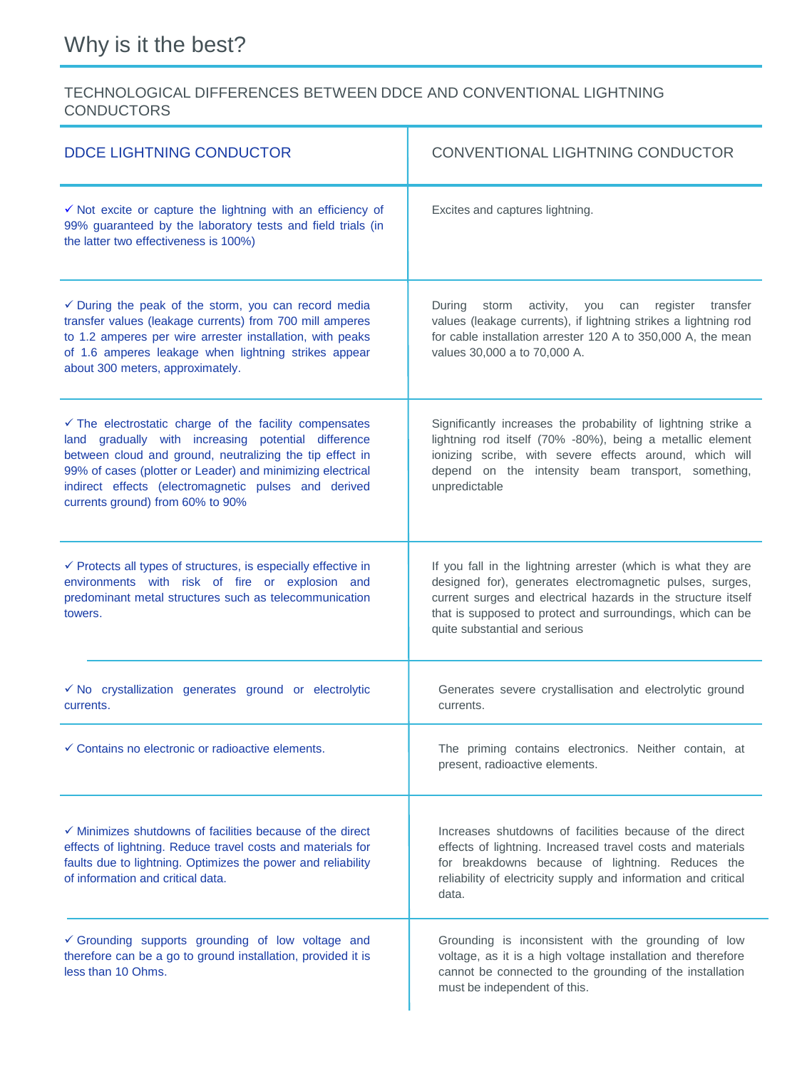# Why is it the best?

## TECHNOLOGICAL DIFFERENCES BETWEEN DDCE AND CONVENTIONAL LIGHTNING CONDUCTORS

| DDCE LIGHTNING CONDUCTOR | CONVENTIONAL LIGHTNING CONDUCTOR |
|---|---|
| ✓ Not excite or capture the lightning with an efficiency of 99% guaranteed by the laboratory tests and field trials (in the latter two effectiveness is 100%) | Excites and captures lightning. |
| ✓ During the peak of the storm, you can record media transfer values (leakage currents) from 700 mill amperes to 1.2 amperes per wire arrester installation, with peaks of 1.6 amperes leakage when lightning strikes appear about 300 meters, approximately. | During storm activity, you can register transfer values (leakage currents), if lightning strikes a lightning rod for cable installation arrester 120 A to 350,000 A, the mean values 30,000 a to 70,000 A. |
| ✓ The electrostatic charge of the facility compensates land gradually with increasing potential difference between cloud and ground, neutralizing the tip effect in 99% of cases (plotter or Leader) and minimizing electrical indirect effects (electromagnetic pulses and derived currents ground) from 60% to 90% | Significantly increases the probability of lightning strike a lightning rod itself (70% -80%), being a metallic element ionizing scribe, with severe effects around, which will depend on the intensity beam transport, something, unpredictable |
| ✓ Protects all types of structures, is especially effective in environments with risk of fire or explosion and predominant metal structures such as telecommunication towers. | If you fall in the lightning arrester (which is what they are designed for), generates electromagnetic pulses, surges, current surges and electrical hazards in the structure itself that is supposed to protect and surroundings, which can be quite substantial and serious |
| ✓ No crystallization generates ground or electrolytic currents. | Generates severe crystallisation and electrolytic ground currents. |
| ✓ Contains no electronic or radioactive elements. | The priming contains electronics. Neither contain, at present, radioactive elements. |
| ✓ Minimizes shutdowns of facilities because of the direct effects of lightning. Reduce travel costs and materials for faults due to lightning. Optimizes the power and reliability of information and critical data. | Increases shutdowns of facilities because of the direct effects of lightning. Increased travel costs and materials for breakdowns because of lightning. Reduces the reliability of electricity supply and information and critical data. |
| ✓ Grounding supports grounding of low voltage and therefore can be a go to ground installation, provided it is less than 10 Ohms. | Grounding is inconsistent with the grounding of low voltage, as it is a high voltage installation and therefore cannot be connected to the grounding of the installation must be independent of this. |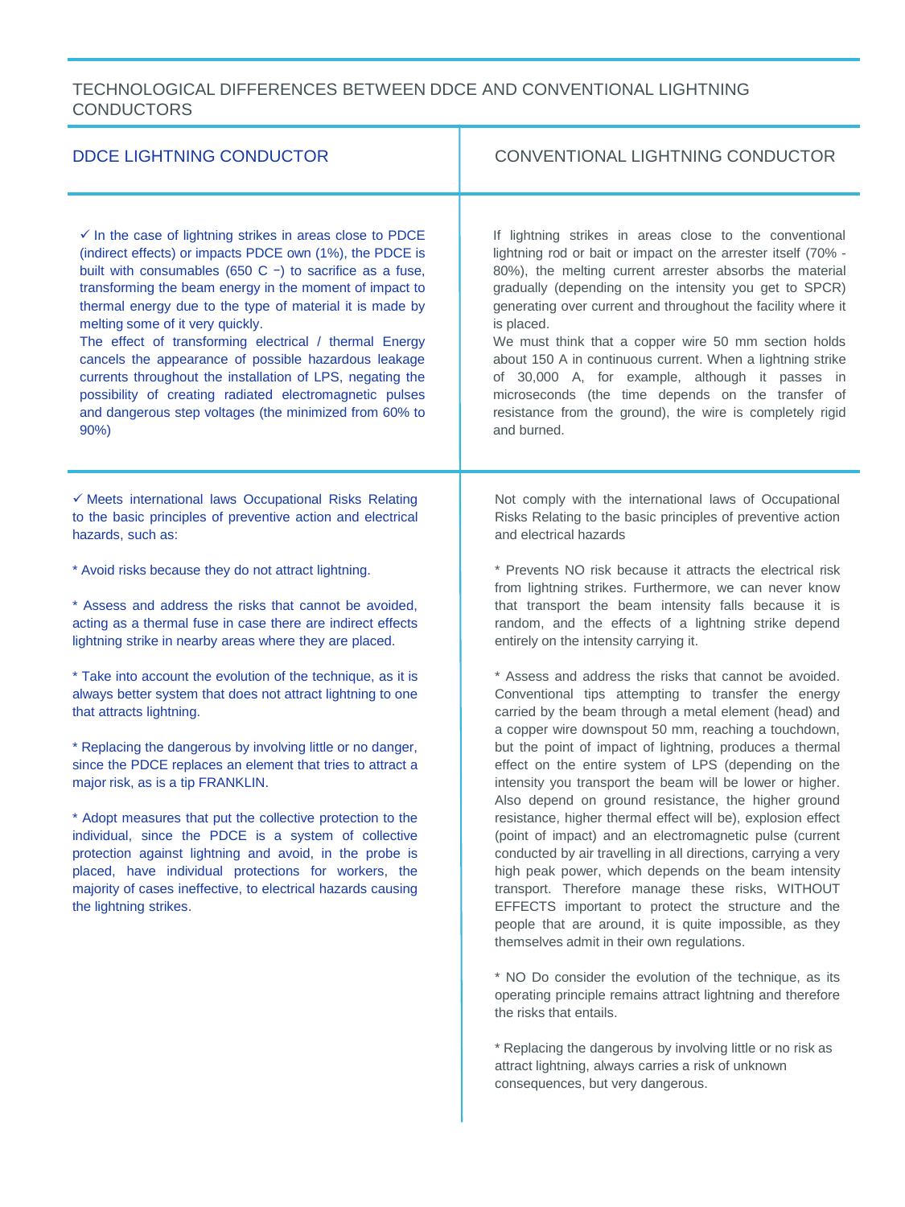## TECHNOLOGICAL DIFFERENCES BETWEEN DDCE AND CONVENTIONAL LIGHTNING CONDUCTORS

| DDCE LIGHTNING CONDUCTOR | CONVENTIONAL LIGHTNING CONDUCTOR |
|---|---|
| ✓ In the case of lightning strikes in areas close to PDCE (indirect effects) or impacts PDCE own (1%), the PDCE is built with consumables (650 C −) to sacrifice as a fuse, transforming the beam energy in the moment of impact to thermal energy due to the type of material it is made by melting some of it very quickly.<br>The effect of transforming electrical / thermal Energy cancels the appearance of possible hazardous leakage currents throughout the installation of LPS, negating the possibility of creating radiated electromagnetic pulses and dangerous step voltages (the minimized from 60% to 90%) | If lightning strikes in areas close to the conventional lightning rod or bait or impact on the arrester itself (70% - 80%), the melting current arrester absorbs the material gradually (depending on the intensity you get to SPCR) generating over current and throughout the facility where it is placed.<br>We must think that a copper wire 50 mm section holds about 150 A in continuous current. When a lightning strike of 30,000 A, for example, although it passes in microseconds (the time depends on the transfer of resistance from the ground), the wire is completely rigid and burned. |
| ✓ Meets international laws Occupational Risks Relating to the basic principles of preventive action and electrical hazards, such as:<br><br>* Avoid risks because they do not attract lightning.<br><br>* Assess and address the risks that cannot be avoided, acting as a thermal fuse in case there are indirect effects lightning strike in nearby areas where they are placed.<br><br>* Take into account the evolution of the technique, as it is always better system that does not attract lightning to one that attracts lightning.<br><br>* Replacing the dangerous by involving little or no danger, since the PDCE replaces an element that tries to attract a major risk, as is a tip FRANKLIN.<br><br>* Adopt measures that put the collective protection to the individual, since the PDCE is a system of collective protection against lightning and avoid, in the probe is placed, have individual protections for workers, the majority of cases ineffective, to electrical hazards causing the lightning strikes. | Not comply with the international laws of Occupational Risks Relating to the basic principles of preventive action and electrical hazards<br><br>* Prevents NO risk because it attracts the electrical risk from lightning strikes. Furthermore, we can never know that transport the beam intensity falls because it is random, and the effects of a lightning strike depend entirely on the intensity carrying it.<br><br>* Assess and address the risks that cannot be avoided. Conventional tips attempting to transfer the energy carried by the beam through a metal element (head) and a copper wire downspout 50 mm, reaching a touchdown, but the point of impact of lightning, produces a thermal effect on the entire system of LPS (depending on the intensity you transport the beam will be lower or higher. Also depend on ground resistance, the higher ground resistance, higher thermal effect will be), explosion effect (point of impact) and an electromagnetic pulse (current conducted by air travelling in all directions, carrying a very high peak power, which depends on the beam intensity transport. Therefore manage these risks, WITHOUT EFFECTS important to protect the structure and the people that are around, it is quite impossible, as they themselves admit in their own regulations.<br><br>* NO Do consider the evolution of the technique, as its operating principle remains attract lightning and therefore the risks that entails.<br><br>* Replacing the dangerous by involving little or no risk as attract lightning, always carries a risk of unknown consequences, but very dangerous. |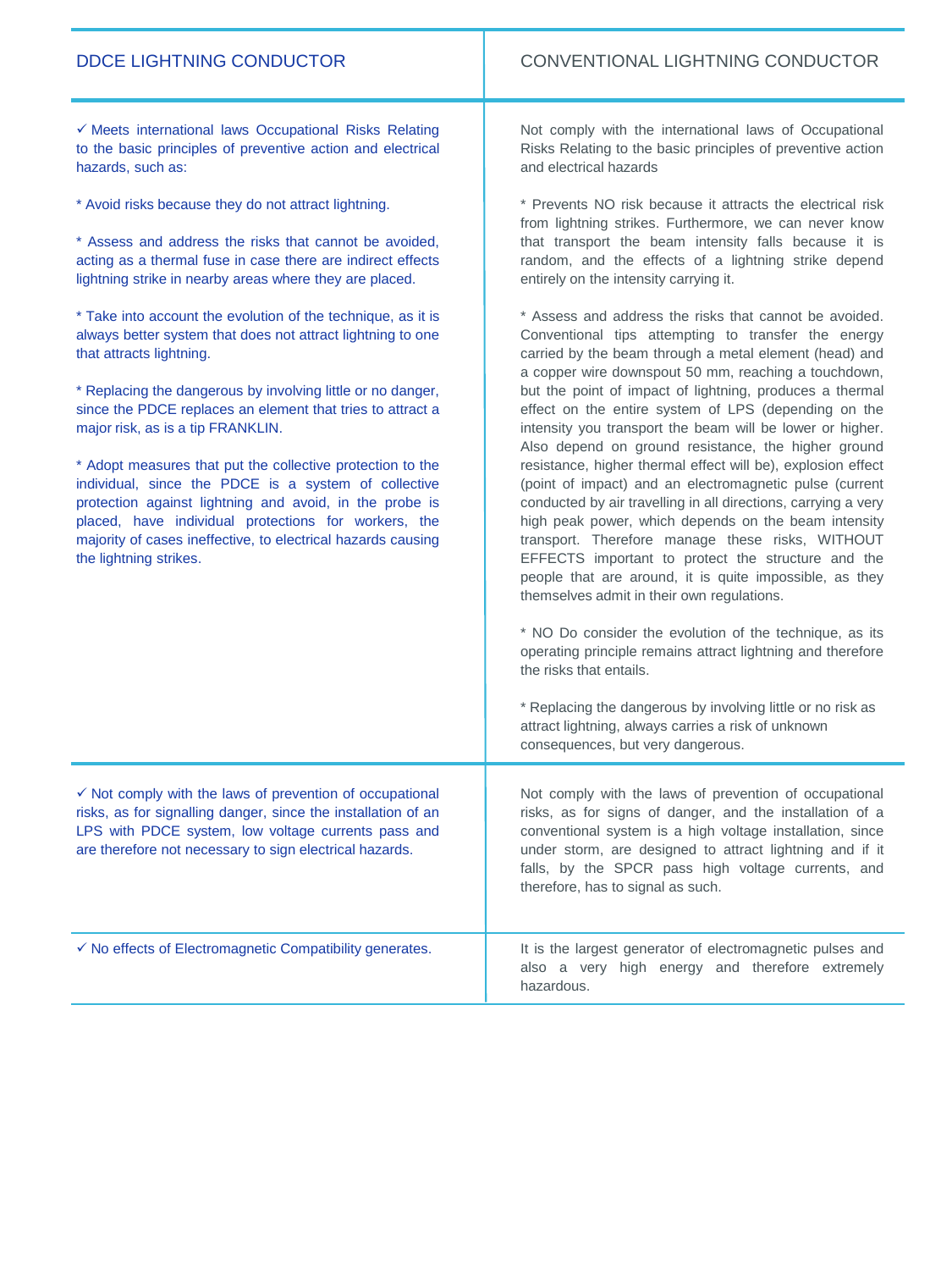| DDCE LIGHTNING CONDUCTOR | CONVENTIONAL LIGHTNING CONDUCTOR |
|---|---|
| ✓ Meets international laws Occupational Risks Relating to the basic principles of preventive action and electrical hazards, such as:<br><br>* Avoid risks because they do not attract lightning.<br><br>* Assess and address the risks that cannot be avoided, acting as a thermal fuse in case there are indirect effects lightning strike in nearby areas where they are placed.<br><br>* Take into account the evolution of the technique, as it is always better system that does not attract lightning to one that attracts lightning.<br><br>* Replacing the dangerous by involving little or no danger, since the PDCE replaces an element that tries to attract a major risk, as is a tip FRANKLIN.<br><br>* Adopt measures that put the collective protection to the individual, since the PDCE is a system of collective protection against lightning and avoid, in the probe is placed, have individual protections for workers, the majority of cases ineffective, to electrical hazards causing the lightning strikes. | Not comply with the international laws of Occupational Risks Relating to the basic principles of preventive action and electrical hazards<br><br>* Prevents NO risk because it attracts the electrical risk from lightning strikes. Furthermore, we can never know that transport the beam intensity falls because it is random, and the effects of a lightning strike depend entirely on the intensity carrying it.<br><br>* Assess and address the risks that cannot be avoided. Conventional tips attempting to transfer the energy carried by the beam through a metal element (head) and a copper wire downspout 50 mm, reaching a touchdown, but the point of impact of lightning, produces a thermal effect on the entire system of LPS (depending on the intensity you transport the beam will be lower or higher. Also depend on ground resistance, the higher ground resistance, higher thermal effect will be), explosion effect (point of impact) and an electromagnetic pulse (current conducted by air travelling in all directions, carrying a very high peak power, which depends on the beam intensity transport. Therefore manage these risks, WITHOUT EFFECTS important to protect the structure and the people that are around, it is quite impossible, as they themselves admit in their own regulations.<br><br>* NO Do consider the evolution of the technique, as its operating principle remains attract lightning and therefore the risks that entails.<br><br>* Replacing the dangerous by involving little or no risk as attract lightning, always carries a risk of unknown consequences, but very dangerous. |
| ✓ Not comply with the laws of prevention of occupational risks, as for signalling danger, since the installation of an LPS with PDCE system, low voltage currents pass and are therefore not necessary to sign electrical hazards. | Not comply with the laws of prevention of occupational risks, as for signs of danger, and the installation of a conventional system is a high voltage installation, since under storm, are designed to attract lightning and if it falls, by the SPCR pass high voltage currents, and therefore, has to signal as such. |
| ✓ No effects of Electromagnetic Compatibility generates. | It is the largest generator of electromagnetic pulses and also a very high energy and therefore extremely hazardous. |